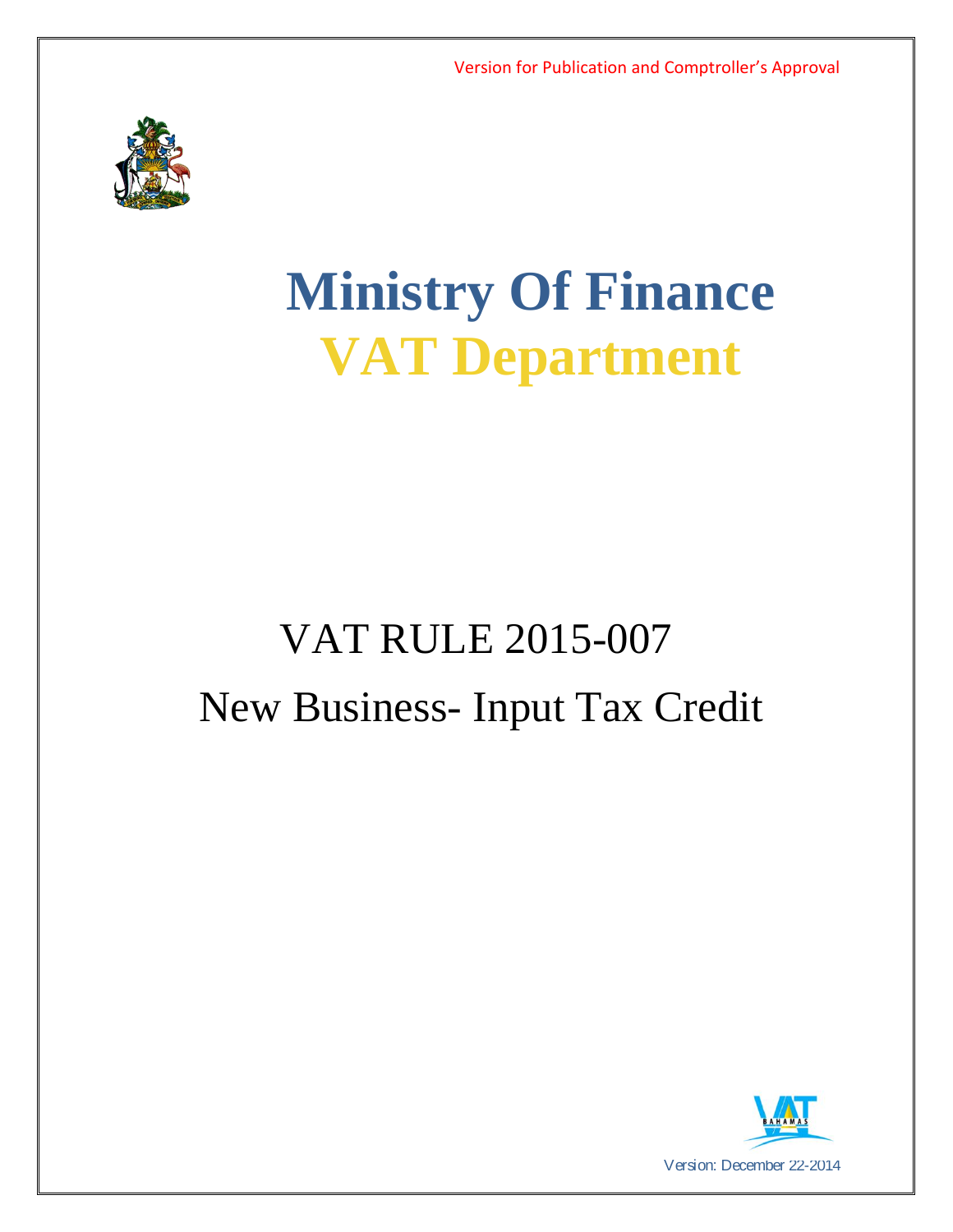Version for Publication and Comptroller's Approval

# Ministry Of Finance

# VAT Department

## VAT RULE 2015-007

## New Business- Input Tax Credit

Version: December 22-2014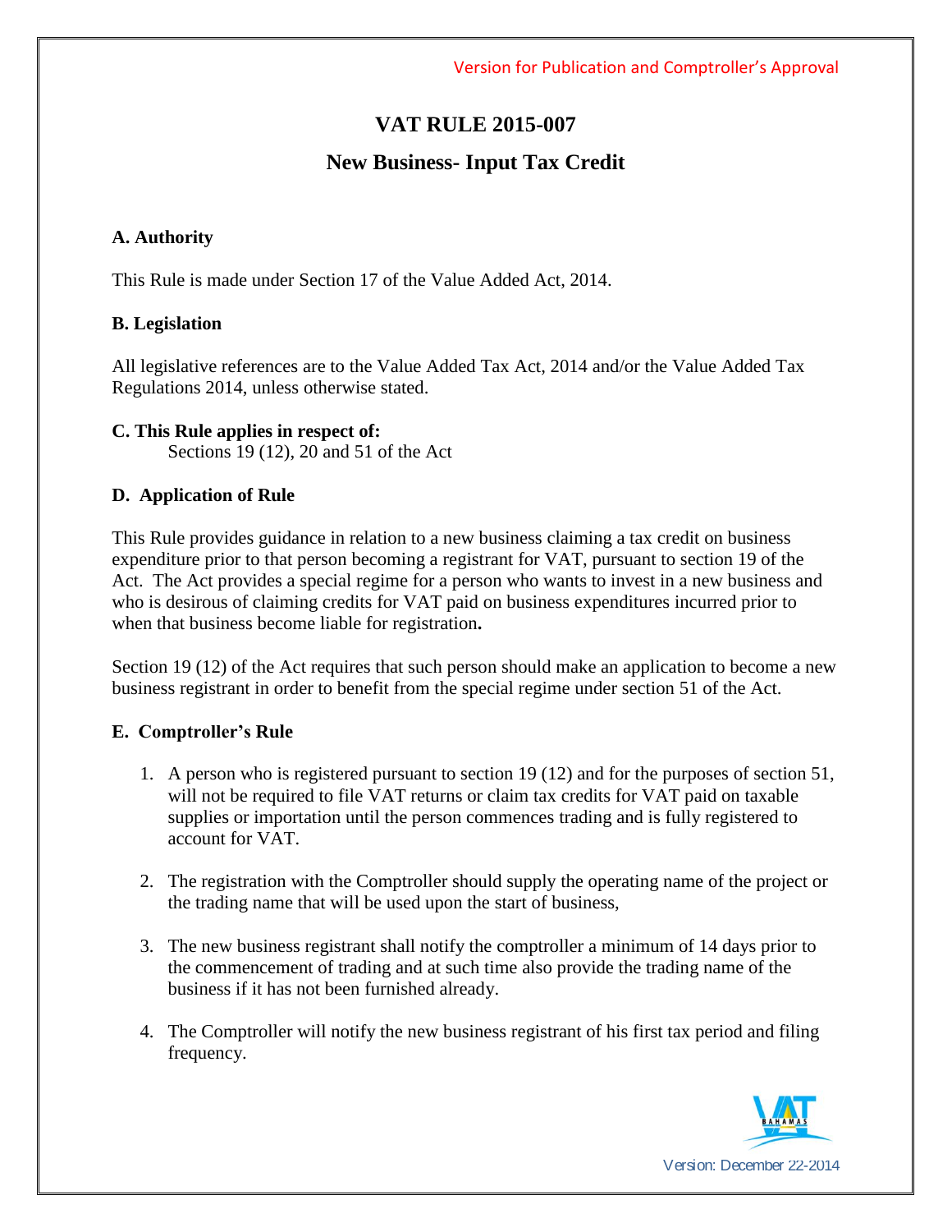# VAT RULE 2015-007

## New Business- Input Tax Credit

### A. Authority

This Rule is made under Section 17 of the Value Added Act, 2014.

### B. Legislation

All legislative references are to the Value Added Tax Act, 2014 and/or the Value Added Tax Regulations 2014, unless otherwise stated.

### C. This Rule applies in respect of:

Sections 19 (12), 20 and 51 of the Act

### D. Application of Rule

This Rule provides guidance in relation to a new business claiming a tax credit on business expenditure prior to that person becoming a registrant for VAT, pursuant to section 19 of the Act. The Act provides a special regime for a person who wants to invest in a new business and who is desirous of claiming credits for VAT paid on business expenditures incurred prior to when that business become liable for registration**.**

Section 19 (12) of the Act requires that such person should make an application to become a new business registrant in order to benefit from the special regime under section 51 of the Act.

### E. Comptroller's Rule

1. A person who is registered pursuant to section 19 (12) and for the purposes of section 51, will not be required to file VAT returns or claim tax credits for VAT paid on taxable supplies or importation until the person commences trading and is fully registered to account for VAT.

2. The registration with the Comptroller should supply the operating name of the project or the trading name that will be used upon the start of business,

3. The new business registrant shall notify the comptroller a minimum of 14 days prior to the commencement of trading and at such time also provide the trading name of the business if it has not been furnished already.

4. The Comptroller will notify the new business registrant of his first tax period and filing frequency.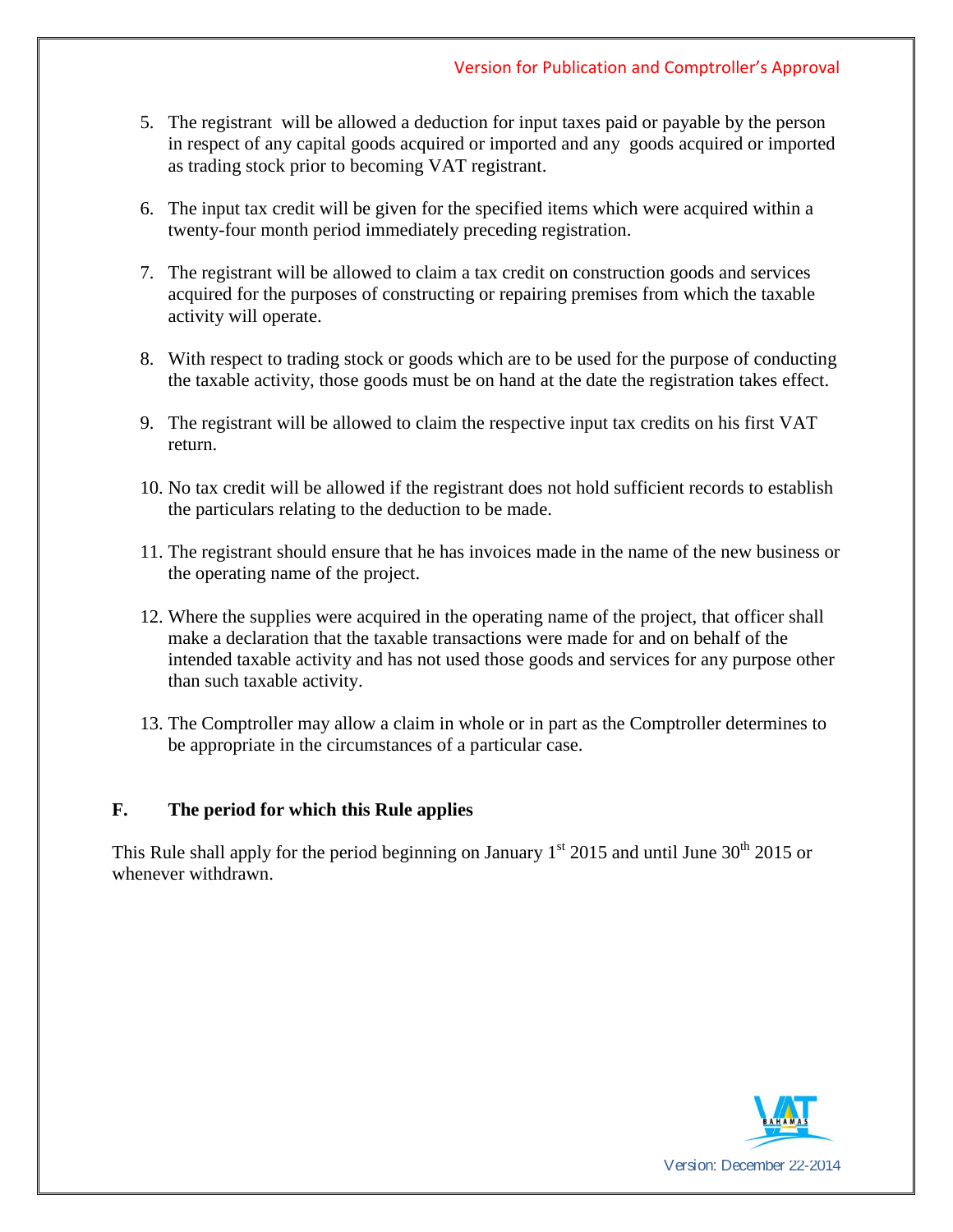5. The registrant will be allowed a deduction for input taxes paid or payable by the person in respect of any capital goods acquired or imported and any goods acquired or imported as trading stock prior to becoming VAT registrant.

6. The input tax credit will be given for the specified items which were acquired within a twenty-four month period immediately preceding registration.

7. The registrant will be allowed to claim a tax credit on construction goods and services acquired for the purposes of constructing or repairing premises from which the taxable activity will operate.

8. With respect to trading stock or goods which are to be used for the purpose of conducting the taxable activity, those goods must be on hand at the date the registration takes effect.

9. The registrant will be allowed to claim the respective input tax credits on his first VAT return.

10. No tax credit will be allowed if the registrant does not hold sufficient records to establish the particulars relating to the deduction to be made.

11. The registrant should ensure that he has invoices made in the name of the new business or the operating name of the project.

12. Where the supplies were acquired in the operating name of the project, that officer shall make a declaration that the taxable transactions were made for and on behalf of the intended taxable activity and has not used those goods and services for any purpose other than such taxable activity.

13. The Comptroller may allow a claim in whole or in part as the Comptroller determines to be appropriate in the circumstances of a particular case.

## F. The period for which this Rule applies

This Rule shall apply for the period beginning on January 1st 2015 and until June 30th 2015 or whenever withdrawn.